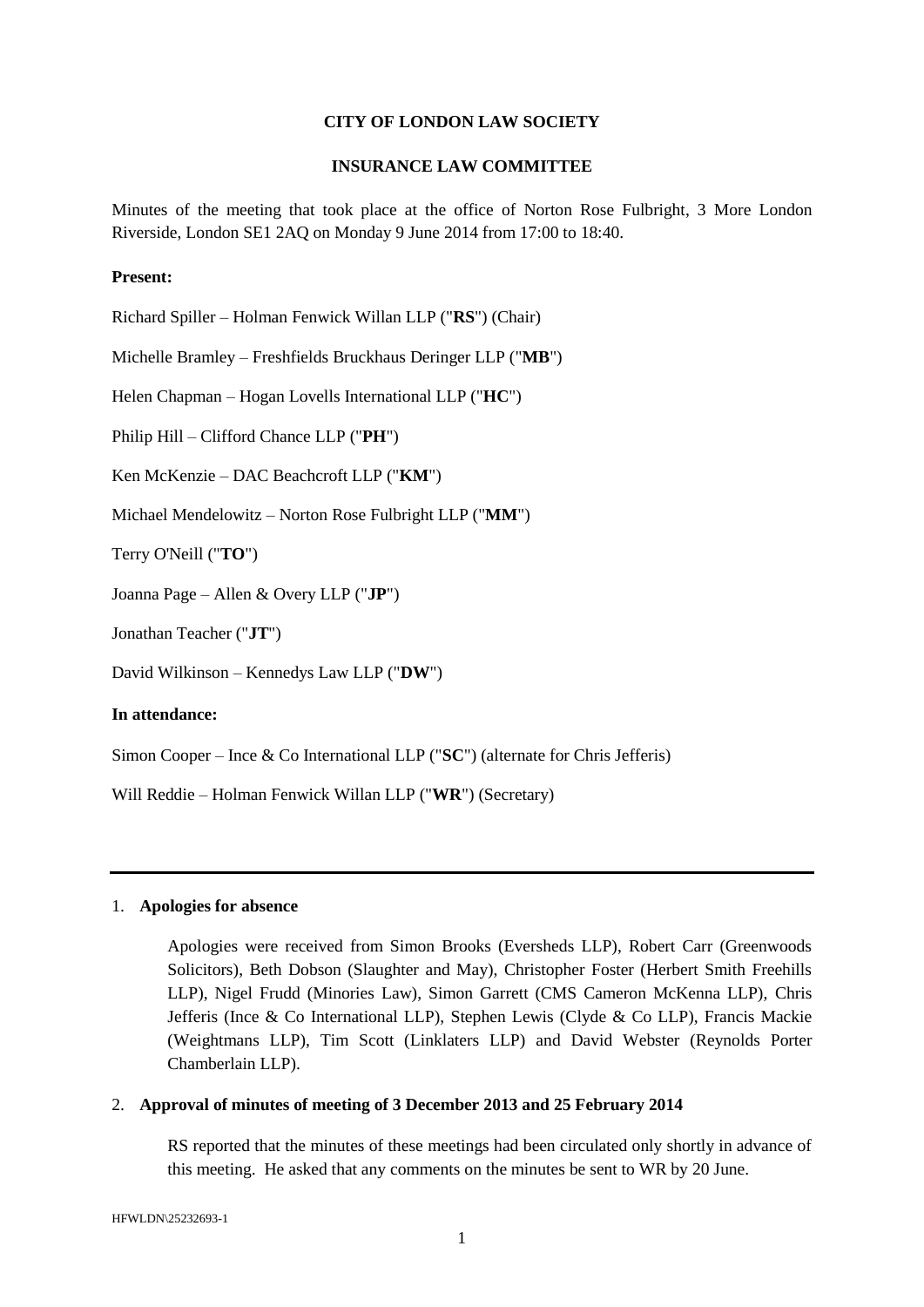**CITY OF LONDON LAW SOCIETY**

**INSURANCE LAW COMMITTEE**

Minutes of the meeting that took place at the office of Norton Rose Fulbright, 3 More London Riverside, London SE1 2AQ on Monday 9 June 2014 from 17:00 to 18:40.

**Present:**

Richard Spiller – Holman Fenwick Willan LLP ("**RS**") (Chair)

Michelle Bramley – Freshfields Bruckhaus Deringer LLP ("**MB**")

Helen Chapman – Hogan Lovells International LLP ("**HC**")

Philip Hill – Clifford Chance LLP ("**PH**")

Ken McKenzie – DAC Beachcroft LLP ("**KM**")

Michael Mendelowitz – Norton Rose Fulbright LLP ("**MM**")

Terry O'Neill ("**TO**")

Joanna Page – Allen & Overy LLP ("**JP**")

Jonathan Teacher ("**JT**")

David Wilkinson – Kennedys Law LLP ("**DW**")

**In attendance:**

Simon Cooper – Ince & Co International LLP ("**SC**") (alternate for Chris Jefferis)

Will Reddie – Holman Fenwick Willan LLP ("**WR**") (Secretary)

---

1. **Apologies for absence**

   Apologies were received from Simon Brooks (Eversheds LLP), Robert Carr (Greenwoods Solicitors), Beth Dobson (Slaughter and May), Christopher Foster (Herbert Smith Freehills LLP), Nigel Frudd (Minories Law), Simon Garrett (CMS Cameron McKenna LLP), Chris Jefferis (Ince & Co International LLP), Stephen Lewis (Clyde & Co LLP), Francis Mackie (Weightmans LLP), Tim Scott (Linklaters LLP) and David Webster (Reynolds Porter Chamberlain LLP).

2. **Approval of minutes of meeting of 3 December 2013 and 25 February 2014**

   RS reported that the minutes of these meetings had been circulated only shortly in advance of this meeting. He asked that any comments on the minutes be sent to WR by 20 June.

HFWLDN\25232693-1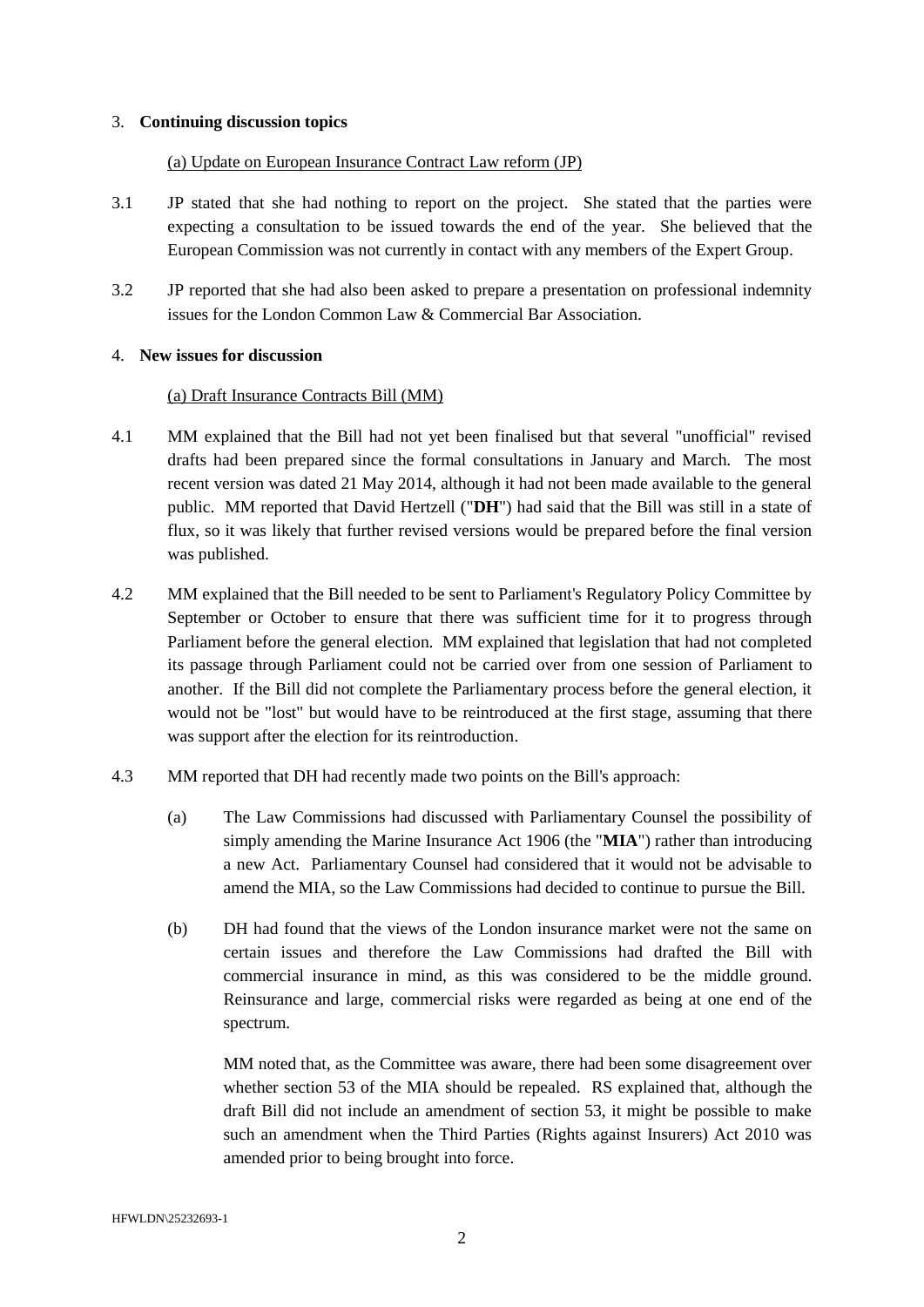3. **Continuing discussion topics**

(a) Update on European Insurance Contract Law reform (JP)

3.1 JP stated that she had nothing to report on the project. She stated that the parties were expecting a consultation to be issued towards the end of the year. She believed that the European Commission was not currently in contact with any members of the Expert Group.

3.2 JP reported that she had also been asked to prepare a presentation on professional indemnity issues for the London Common Law & Commercial Bar Association.

4. **New issues for discussion**

(a) Draft Insurance Contracts Bill (MM)

4.1 MM explained that the Bill had not yet been finalised but that several "unofficial" revised drafts had been prepared since the formal consultations in January and March. The most recent version was dated 21 May 2014, although it had not been made available to the general public. MM reported that David Hertzell ("**DH**") had said that the Bill was still in a state of flux, so it was likely that further revised versions would be prepared before the final version was published.

4.2 MM explained that the Bill needed to be sent to Parliament's Regulatory Policy Committee by September or October to ensure that there was sufficient time for it to progress through Parliament before the general election. MM explained that legislation that had not completed its passage through Parliament could not be carried over from one session of Parliament to another. If the Bill did not complete the Parliamentary process before the general election, it would not be "lost" but would have to be reintroduced at the first stage, assuming that there was support after the election for its reintroduction.

4.3 MM reported that DH had recently made two points on the Bill's approach:

(a) The Law Commissions had discussed with Parliamentary Counsel the possibility of simply amending the Marine Insurance Act 1906 (the "**MIA**") rather than introducing a new Act. Parliamentary Counsel had considered that it would not be advisable to amend the MIA, so the Law Commissions had decided to continue to pursue the Bill.

(b) DH had found that the views of the London insurance market were not the same on certain issues and therefore the Law Commissions had drafted the Bill with commercial insurance in mind, as this was considered to be the middle ground. Reinsurance and large, commercial risks were regarded as being at one end of the spectrum.

MM noted that, as the Committee was aware, there had been some disagreement over whether section 53 of the MIA should be repealed. RS explained that, although the draft Bill did not include an amendment of section 53, it might be possible to make such an amendment when the Third Parties (Rights against Insurers) Act 2010 was amended prior to being brought into force.

HFWLDN\25232693-1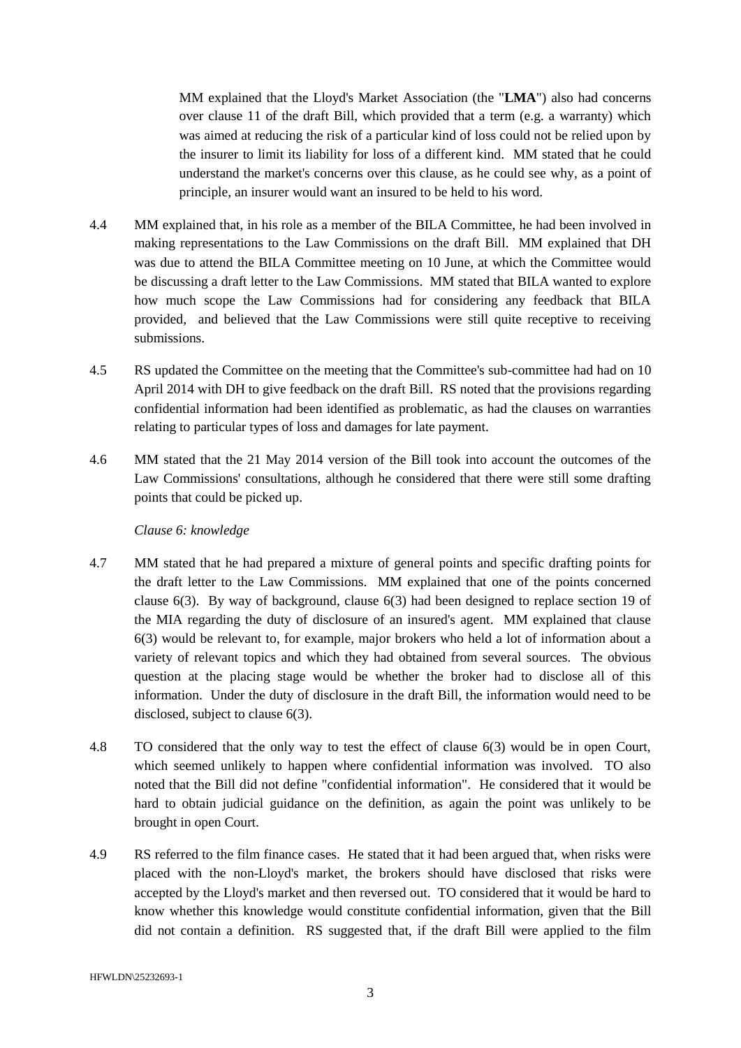MM explained that the Lloyd's Market Association (the "**LMA**") also had concerns over clause 11 of the draft Bill, which provided that a term (e.g. a warranty) which was aimed at reducing the risk of a particular kind of loss could not be relied upon by the insurer to limit its liability for loss of a different kind. MM stated that he could understand the market's concerns over this clause, as he could see why, as a point of principle, an insurer would want an insured to be held to his word.

4.4 MM explained that, in his role as a member of the BILA Committee, he had been involved in making representations to the Law Commissions on the draft Bill. MM explained that DH was due to attend the BILA Committee meeting on 10 June, at which the Committee would be discussing a draft letter to the Law Commissions. MM stated that BILA wanted to explore how much scope the Law Commissions had for considering any feedback that BILA provided, and believed that the Law Commissions were still quite receptive to receiving submissions.

4.5 RS updated the Committee on the meeting that the Committee's sub-committee had had on 10 April 2014 with DH to give feedback on the draft Bill. RS noted that the provisions regarding confidential information had been identified as problematic, as had the clauses on warranties relating to particular types of loss and damages for late payment.

4.6 MM stated that the 21 May 2014 version of the Bill took into account the outcomes of the Law Commissions' consultations, although he considered that there were still some drafting points that could be picked up.

*Clause 6: knowledge*

4.7 MM stated that he had prepared a mixture of general points and specific drafting points for the draft letter to the Law Commissions. MM explained that one of the points concerned clause 6(3). By way of background, clause 6(3) had been designed to replace section 19 of the MIA regarding the duty of disclosure of an insured's agent. MM explained that clause 6(3) would be relevant to, for example, major brokers who held a lot of information about a variety of relevant topics and which they had obtained from several sources. The obvious question at the placing stage would be whether the broker had to disclose all of this information. Under the duty of disclosure in the draft Bill, the information would need to be disclosed, subject to clause 6(3).

4.8 TO considered that the only way to test the effect of clause 6(3) would be in open Court, which seemed unlikely to happen where confidential information was involved. TO also noted that the Bill did not define "confidential information". He considered that it would be hard to obtain judicial guidance on the definition, as again the point was unlikely to be brought in open Court.

4.9 RS referred to the film finance cases. He stated that it had been argued that, when risks were placed with the non-Lloyd's market, the brokers should have disclosed that risks were accepted by the Lloyd's market and then reversed out. TO considered that it would be hard to know whether this knowledge would constitute confidential information, given that the Bill did not contain a definition. RS suggested that, if the draft Bill were applied to the film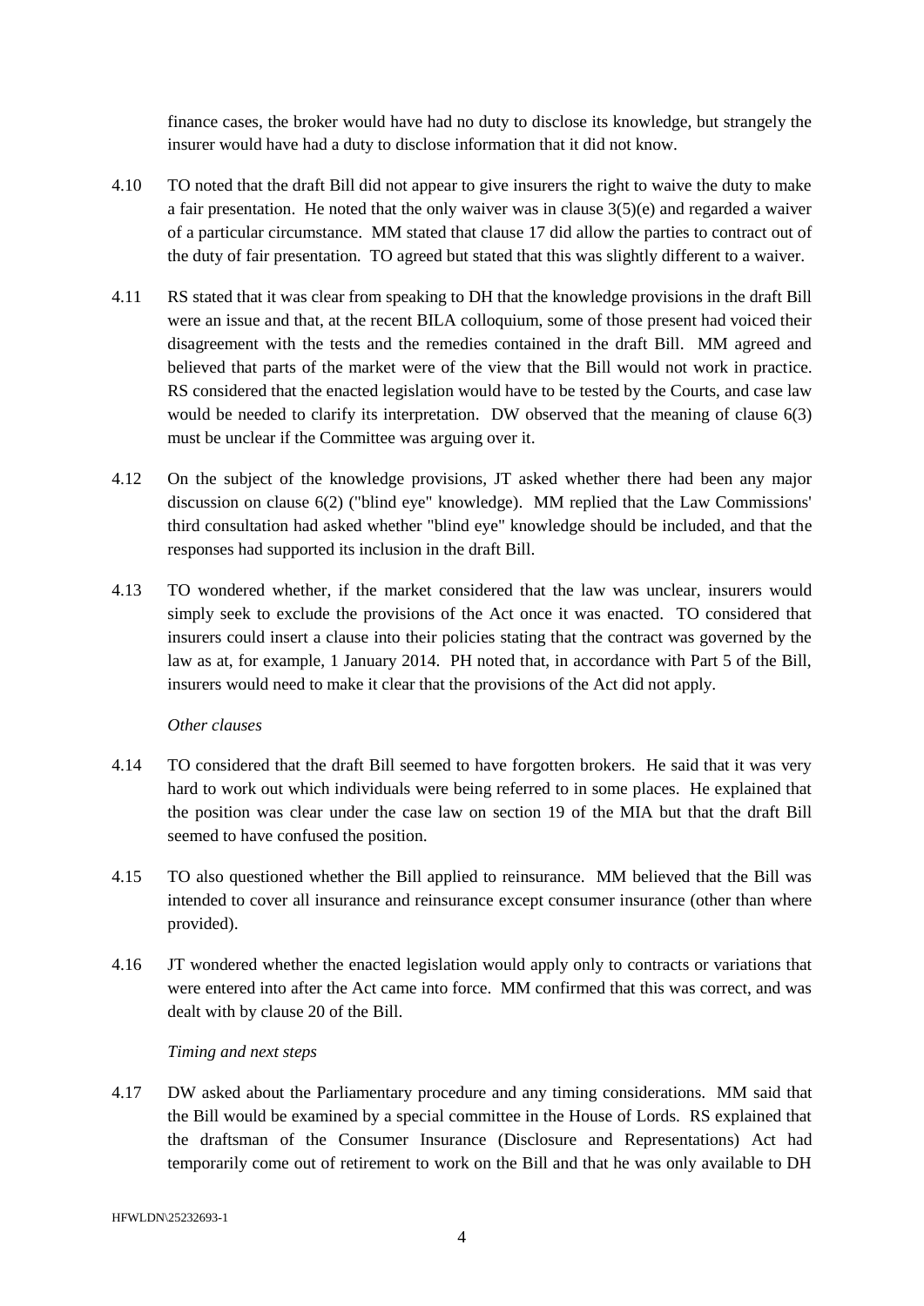finance cases, the broker would have had no duty to disclose its knowledge, but strangely the insurer would have had a duty to disclose information that it did not know.

4.10 TO noted that the draft Bill did not appear to give insurers the right to waive the duty to make a fair presentation. He noted that the only waiver was in clause 3(5)(e) and regarded a waiver of a particular circumstance. MM stated that clause 17 did allow the parties to contract out of the duty of fair presentation. TO agreed but stated that this was slightly different to a waiver.

4.11 RS stated that it was clear from speaking to DH that the knowledge provisions in the draft Bill were an issue and that, at the recent BILA colloquium, some of those present had voiced their disagreement with the tests and the remedies contained in the draft Bill. MM agreed and believed that parts of the market were of the view that the Bill would not work in practice. RS considered that the enacted legislation would have to be tested by the Courts, and case law would be needed to clarify its interpretation. DW observed that the meaning of clause 6(3) must be unclear if the Committee was arguing over it.

4.12 On the subject of the knowledge provisions, JT asked whether there had been any major discussion on clause 6(2) ("blind eye" knowledge). MM replied that the Law Commissions' third consultation had asked whether "blind eye" knowledge should be included, and that the responses had supported its inclusion in the draft Bill.

4.13 TO wondered whether, if the market considered that the law was unclear, insurers would simply seek to exclude the provisions of the Act once it was enacted. TO considered that insurers could insert a clause into their policies stating that the contract was governed by the law as at, for example, 1 January 2014. PH noted that, in accordance with Part 5 of the Bill, insurers would need to make it clear that the provisions of the Act did not apply.

*Other clauses*

4.14 TO considered that the draft Bill seemed to have forgotten brokers. He said that it was very hard to work out which individuals were being referred to in some places. He explained that the position was clear under the case law on section 19 of the MIA but that the draft Bill seemed to have confused the position.

4.15 TO also questioned whether the Bill applied to reinsurance. MM believed that the Bill was intended to cover all insurance and reinsurance except consumer insurance (other than where provided).

4.16 JT wondered whether the enacted legislation would apply only to contracts or variations that were entered into after the Act came into force. MM confirmed that this was correct, and was dealt with by clause 20 of the Bill.

*Timing and next steps*

4.17 DW asked about the Parliamentary procedure and any timing considerations. MM said that the Bill would be examined by a special committee in the House of Lords. RS explained that the draftsman of the Consumer Insurance (Disclosure and Representations) Act had temporarily come out of retirement to work on the Bill and that he was only available to DH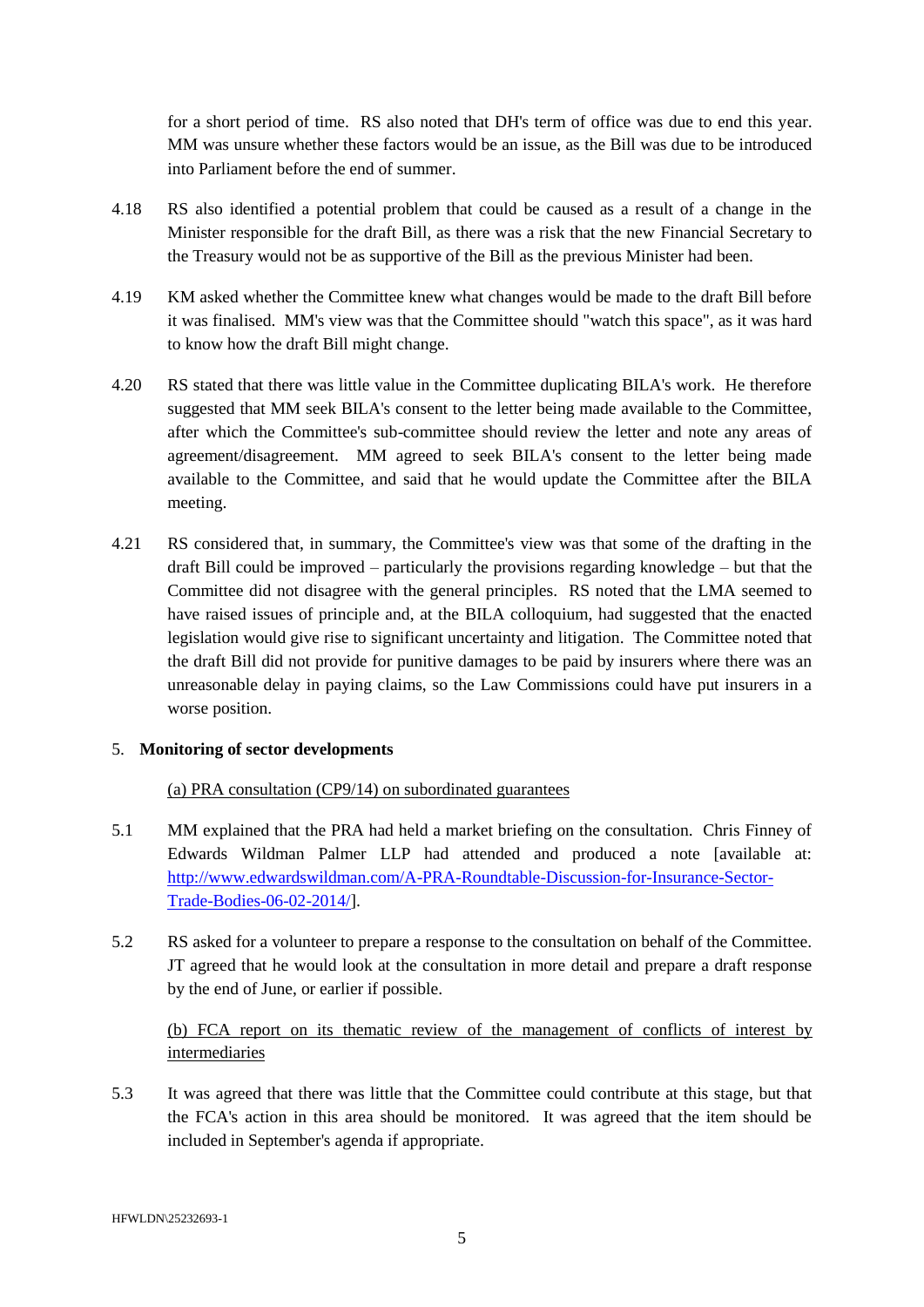for a short period of time. RS also noted that DH's term of office was due to end this year. MM was unsure whether these factors would be an issue, as the Bill was due to be introduced into Parliament before the end of summer.

4.18 RS also identified a potential problem that could be caused as a result of a change in the Minister responsible for the draft Bill, as there was a risk that the new Financial Secretary to the Treasury would not be as supportive of the Bill as the previous Minister had been.

4.19 KM asked whether the Committee knew what changes would be made to the draft Bill before it was finalised. MM's view was that the Committee should "watch this space", as it was hard to know how the draft Bill might change.

4.20 RS stated that there was little value in the Committee duplicating BILA's work. He therefore suggested that MM seek BILA's consent to the letter being made available to the Committee, after which the Committee's sub-committee should review the letter and note any areas of agreement/disagreement. MM agreed to seek BILA's consent to the letter being made available to the Committee, and said that he would update the Committee after the BILA meeting.

4.21 RS considered that, in summary, the Committee's view was that some of the drafting in the draft Bill could be improved – particularly the provisions regarding knowledge – but that the Committee did not disagree with the general principles. RS noted that the LMA seemed to have raised issues of principle and, at the BILA colloquium, had suggested that the enacted legislation would give rise to significant uncertainty and litigation. The Committee noted that the draft Bill did not provide for punitive damages to be paid by insurers where there was an unreasonable delay in paying claims, so the Law Commissions could have put insurers in a worse position.

## 5. Monitoring of sector developments

(a) PRA consultation (CP9/14) on subordinated guarantees

5.1 MM explained that the PRA had held a market briefing on the consultation. Chris Finney of Edwards Wildman Palmer LLP had attended and produced a note [available at: http://www.edwardswildman.com/A-PRA-Roundtable-Discussion-for-Insurance-Sector-Trade-Bodies-06-02-2014/].

5.2 RS asked for a volunteer to prepare a response to the consultation on behalf of the Committee. JT agreed that he would look at the consultation in more detail and prepare a draft response by the end of June, or earlier if possible.

(b) FCA report on its thematic review of the management of conflicts of interest by intermediaries

5.3 It was agreed that there was little that the Committee could contribute at this stage, but that the FCA's action in this area should be monitored. It was agreed that the item should be included in September's agenda if appropriate.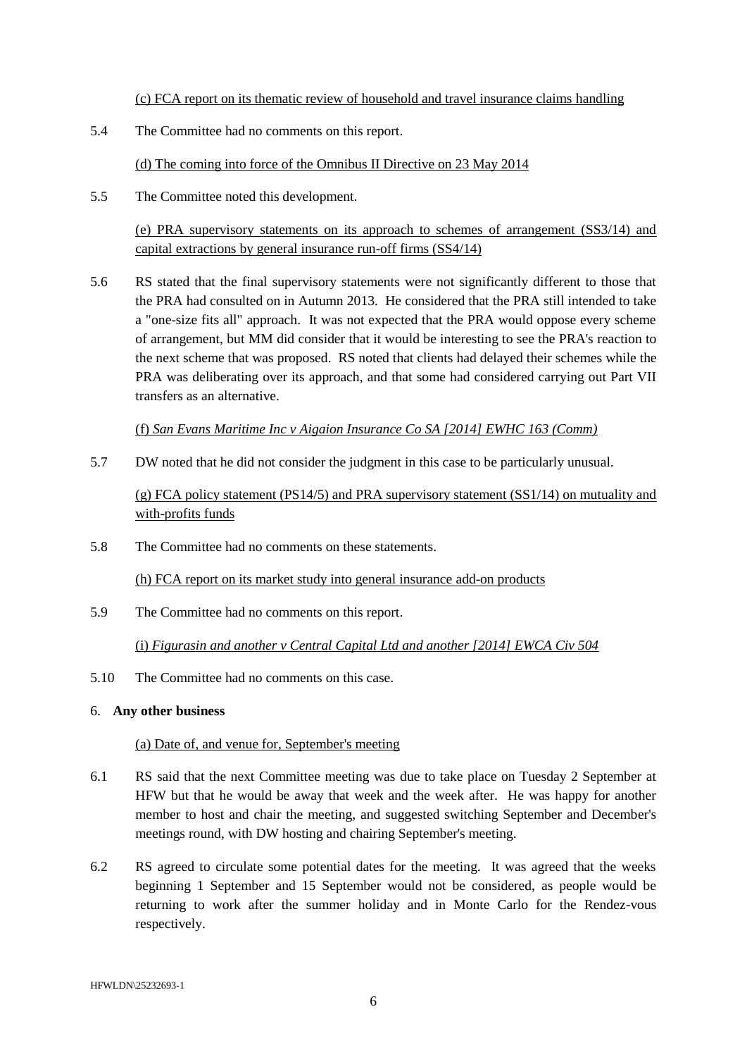(c) FCA report on its thematic review of household and travel insurance claims handling

5.4 The Committee had no comments on this report.

(d) The coming into force of the Omnibus II Directive on 23 May 2014

5.5 The Committee noted this development.

(e) PRA supervisory statements on its approach to schemes of arrangement (SS3/14) and capital extractions by general insurance run-off firms (SS4/14)

5.6 RS stated that the final supervisory statements were not significantly different to those that the PRA had consulted on in Autumn 2013. He considered that the PRA still intended to take a "one-size fits all" approach. It was not expected that the PRA would oppose every scheme of arrangement, but MM did consider that it would be interesting to see the PRA's reaction to the next scheme that was proposed. RS noted that clients had delayed their schemes while the PRA was deliberating over its approach, and that some had considered carrying out Part VII transfers as an alternative.

(f) *San Evans Maritime Inc v Aigaion Insurance Co SA [2014] EWHC 163 (Comm)*

5.7 DW noted that he did not consider the judgment in this case to be particularly unusual.

(g) FCA policy statement (PS14/5) and PRA supervisory statement (SS1/14) on mutuality and with-profits funds

5.8 The Committee had no comments on these statements.

(h) FCA report on its market study into general insurance add-on products

5.9 The Committee had no comments on this report.

(i) *Figurasin and another v Central Capital Ltd and another [2014] EWCA Civ 504*

5.10 The Committee had no comments on this case.

6. **Any other business**

(a) Date of, and venue for, September's meeting

6.1 RS said that the next Committee meeting was due to take place on Tuesday 2 September at HFW but that he would be away that week and the week after. He was happy for another member to host and chair the meeting, and suggested switching September and December's meetings round, with DW hosting and chairing September's meeting.

6.2 RS agreed to circulate some potential dates for the meeting. It was agreed that the weeks beginning 1 September and 15 September would not be considered, as people would be returning to work after the summer holiday and in Monte Carlo for the Rendez-vous respectively.

HFWLDN\25232693-1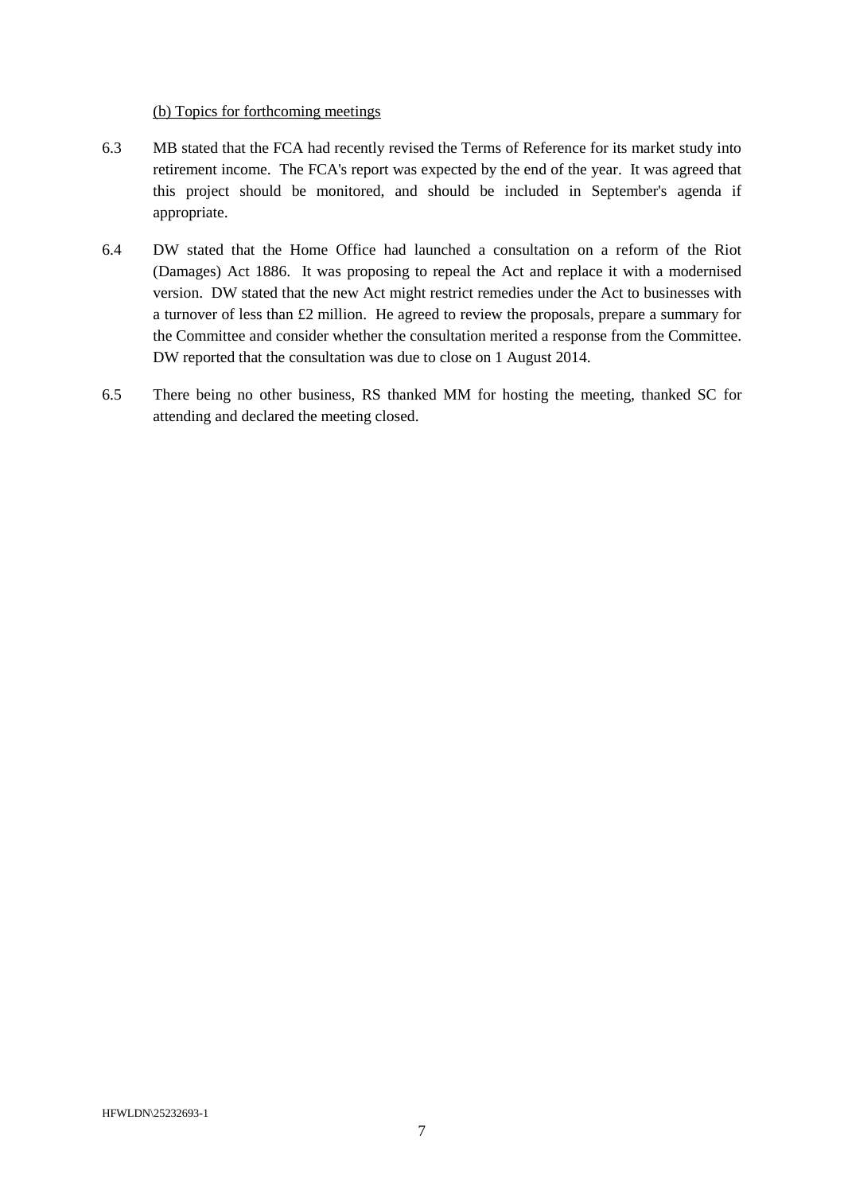(b) Topics for forthcoming meetings

6.3 MB stated that the FCA had recently revised the Terms of Reference for its market study into retirement income. The FCA's report was expected by the end of the year. It was agreed that this project should be monitored, and should be included in September's agenda if appropriate.

6.4 DW stated that the Home Office had launched a consultation on a reform of the Riot (Damages) Act 1886. It was proposing to repeal the Act and replace it with a modernised version. DW stated that the new Act might restrict remedies under the Act to businesses with a turnover of less than £2 million. He agreed to review the proposals, prepare a summary for the Committee and consider whether the consultation merited a response from the Committee. DW reported that the consultation was due to close on 1 August 2014.

6.5 There being no other business, RS thanked MM for hosting the meeting, thanked SC for attending and declared the meeting closed.

HFWLDN\25232693-1